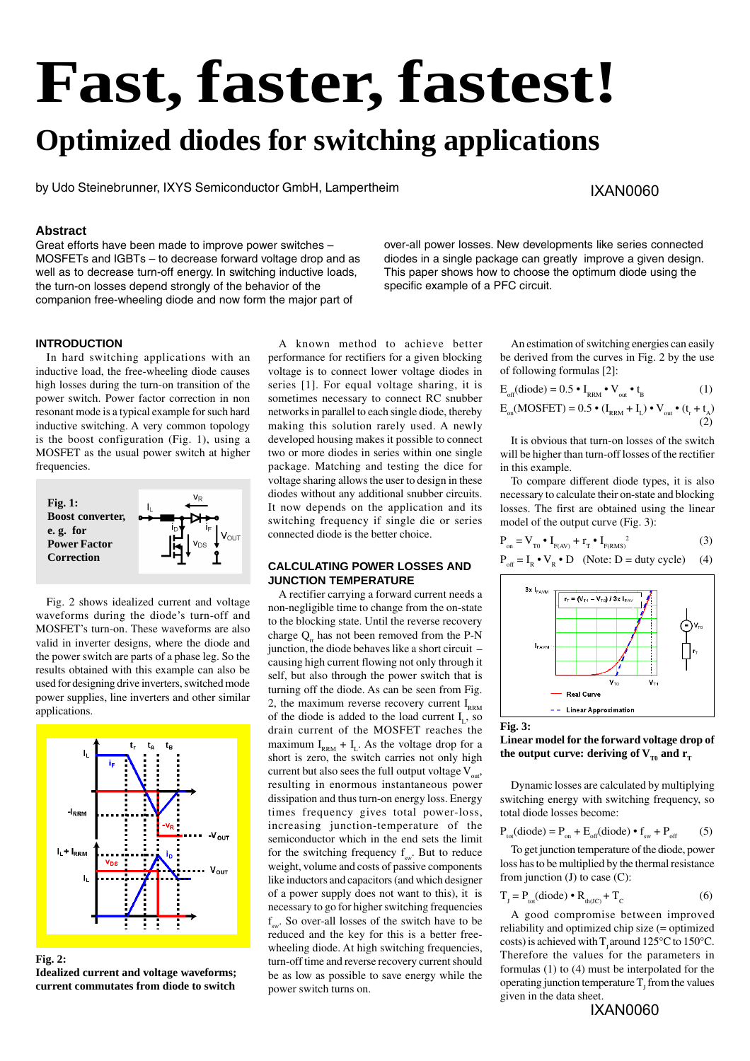# Fast, faster, fastest!

## Optimized diodes for switching applications

by Udo Steinebrunner, IXYS Semiconductor GmbH, Lampertheim

IXAN0060

### Abstract

Great efforts have been made to improve power switches – MOSFETs and IGBTs – to decrease forward voltage drop and as well as to decrease turn-off energy. In switching inductive loads, the turn-on losses depend strongly of the behavior of the companion free-wheeling diode and now form the major part of over-all power losses. New developments like series connected diodes in a single package can greatly improve a given design. This paper shows how to choose the optimum diode using the specific example of a PFC circuit.

### INTRODUCTION

In hard switching applications with an inductive load, the free-wheeling diode causes high losses during the turn-on transition of the power switch. Power factor correction in non resonant mode is a typical example for such hard inductive switching. A very common topology is the boost configuration (Fig. 1), using a MOSFET as the usual power switch at higher frequencies.

**Fig. 1: Boost converter, e. g. for Power Factor Correction**

Fig. 2 shows idealized current and voltage waveforms during the diode's turn-off and MOSFET's turn-on. These waveforms are also valid in inverter designs, where the diode and the power switch are parts of a phase leg. So the results obtained with this example can also be used for designing drive inverters, switched mode power supplies, line inverters and other similar applications.

**Fig. 2: Idealized current and voltage waveforms; current commutates from diode to switch**

A known method to achieve better performance for rectifiers for a given blocking voltage is to connect lower voltage diodes in series [1]. For equal voltage sharing, it is sometimes necessary to connect RC snubber networks in parallel to each single diode, thereby making this solution rarely used. A newly developed housing makes it possible to connect two or more diodes in series within one single package. Matching and testing the dice for voltage sharing allows the user to design in these diodes without any additional snubber circuits. It now depends on the application and its switching frequency if single die or series connected diode is the better choice.

### CALCULATING POWER LOSSES AND JUNCTION TEMPERATURE

A rectifier carrying a forward current needs a non-negligible time to change from the on-state to the blocking state. Until the reverse recovery charge $Q_{rr}$ has not been removed from the P-N junction, the diode behaves like a short circuit – causing high current flowing not only through it self, but also through the power switch that is turning off the diode. As can be seen from Fig. 2, the maximum reverse recovery current $I_{RRM}$ of the diode is added to the load current $I_L$, so drain current of the MOSFET reaches the maximum $I_{RRM} + I_L$. As the voltage drop for a short is zero, the switch carries not only high current but also sees the full output voltage $V_{out}$, resulting in enormous instantaneous power dissipation and thus turn-on energy loss. Energy times frequency gives total power-loss, increasing junction-temperature of the semiconductor which in the end sets the limit for the switching frequency $f_{sw}$. But to reduce weight, volume and costs of passive components like inductors and capacitors (and which designer of a power supply does not want to this), it is necessary to go for higher switching frequencies $f_{sw}$. So over-all losses of the switch have to be reduced and the key for this is a better free-wheeling diode. At high switching frequencies, turn-off time and reverse recovery current should be as low as possible to save energy while the power switch turns on.

An estimation of switching energies can easily be derived from the curves in Fig. 2 by the use of following formulas [2]:

$$E_{off}(\text{diode}) = 0.5 \cdot I_{RRM} \cdot V_{out} \cdot t_B \qquad (1)$$

$$E_{on}(\text{MOSFET}) = 0.5 \cdot (I_{RRM} + I_L) \cdot V_{out} \cdot (t_r + t_A) \qquad (2)$$

It is obvious that turn-on losses of the switch will be higher than turn-off losses of the rectifier in this example.

To compare different diode types, it is also necessary to calculate their on-state and blocking losses. The first are obtained using the linear model of the output curve (Fig. 3):

$$P_{on} = V_{T0} \cdot I_{F(AV)} + r_T \cdot I_{F(RMS)}^2 \qquad (3)$$

$$P_{off} = I_R \cdot V_R \cdot D \quad (\text{Note: } D = \text{duty cycle}) \qquad (4)$$

**Fig. 3: Linear model for the forward voltage drop of the output curve: deriving of $V_{T0}$ and $r_T$**

Dynamic losses are calculated by multiplying switching energy with switching frequency, so total diode losses become:

$$P_{tot}(\text{diode}) = P_{on} + E_{off}(\text{diode}) \cdot f_{sw} + P_{off} \qquad (5)$$

To get junction temperature of the diode, power loss has to be multiplied by the thermal resistance from junction (J) to case (C):

$$T_J = P_{tot}(\text{diode}) \cdot R_{th(JC)} + T_C \qquad (6)$$

A good compromise between improved reliability and optimized chip size (= optimized costs) is achieved with $T_J$ around 125°C to 150°C. Therefore the values for the parameters in formulas (1) to (4) must be interpolated for the operating junction temperature $T_J$ from the values given in the data sheet.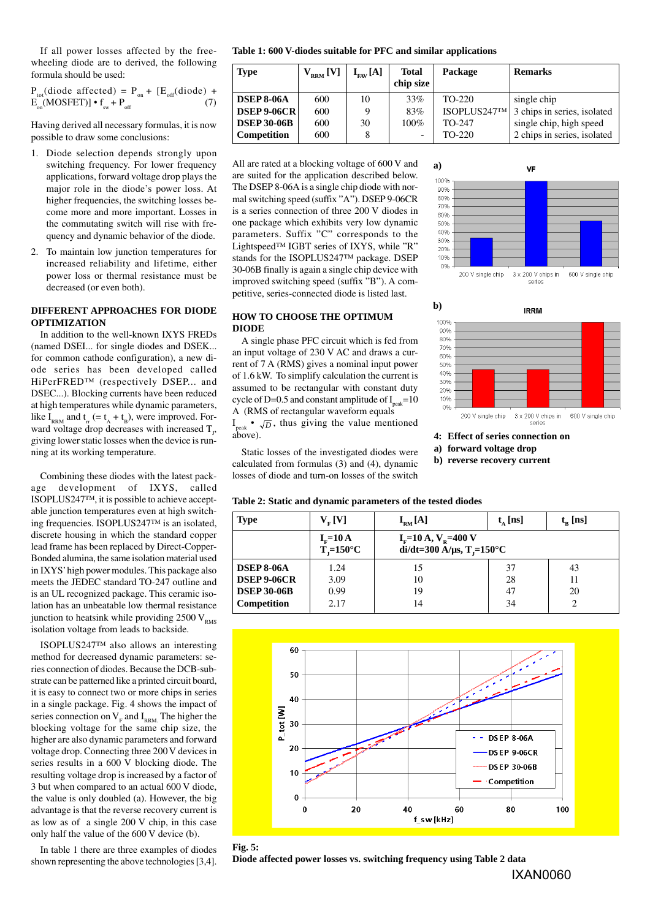If all power losses affected by the free-wheeling diode are to derived, the following formula should be used:

$$P_{tot}(\text{diode affected}) = P_{on} + [E_{off}(\text{diode}) + E_{on}(\text{MOSFET})] \cdot f_{sw} + P_{off} \quad (7)$$

Having derived all necessary formulas, it is now possible to draw some conclusions:

1. Diode selection depends strongly upon switching frequency. For lower frequency applications, forward voltage drop plays the major role in the diode's power loss. At higher frequencies, the switching losses become more and more important. Losses in the commutating switch will rise with frequency and dynamic behavior of the diode.
2. To maintain low junction temperatures for increased reliability and lifetime, either power loss or thermal resistance must be decreased (or even both).

## DIFFERENT APPROACHES FOR DIODE OPTIMIZATION

In addition to the well-known IXYS FREDs (named DSEI... for single diodes and DSEK... for common cathode configuration), a new diode series has been developed called HiPerFRED™ (respectively DSEP... and DSEC...). Blocking currents have been reduced at high temperatures while dynamic parameters, like $I_{RRM}$ and $t_{rr}$ (= $t_A + t_B$), were improved. Forward voltage drop decreases with increased $T_J$, giving lower static losses when the device is running at its working temperature.

Combining these diodes with the latest package development of IXYS, called ISOPLUS247™, it is possible to achieve acceptable junction temperatures even at high switching frequencies. ISOPLUS247™ is an isolated, discrete housing in which the standard copper lead frame has been replaced by Direct-Copper-Bonded alumina, the same isolation material used in IXYS' high power modules. This package also meets the JEDEC standard TO-247 outline and is an UL recognized package. This ceramic isolation has an unbeatable low thermal resistance junction to heatsink while providing 2500 $V_{RMS}$ isolation voltage from leads to backside.

ISOPLUS247™ also allows an interesting method for decreased dynamic parameters: series connection of diodes. Because the DCB-substrate can be patterned like a printed circuit board, it is easy to connect two or more chips in series in a single package. Fig. 4 shows the impact of series connection on $V_F$ and $I_{RRM}$. The higher the blocking voltage for the same chip size, the higher are also dynamic parameters and forward voltage drop. Connecting three 200 V devices in series results in a 600 V blocking diode. The resulting voltage drop is increased by a factor of 3 but when compared to an actual 600 V diode, the value is only doubled (a). However, the big advantage is that the reverse recovery current is as low as of a single 200 V chip, in this case only half the value of the 600 V device (b).

In table 1 there are three examples of diodes shown representing the above technologies [3,4].

**Table 1: 600 V-diodes suitable for PFC and similar applications**

| Type | $V_{RRM}$ [V] | $I_{FAV}$ [A] | Total chip size | Package | Remarks |
|---|---|---|---|---|---|
| **DSEP 8-06A** | 600 | 10 | 33% | TO-220 | single chip |
| **DSEP 9-06CR** | 600 | 9 | 83% | ISOPLUS247™ | 3 chips in series, isolated |
| **DSEP 30-06B** | 600 | 30 | 100% | TO-247 | single chip, high speed |
| **Competition** | 600 | 8 | - | TO-220 | 2 chips in series, isolated |

All are rated at a blocking voltage of 600 V and are suited for the application described below. The DSEP 8-06A is a single chip diode with normal switching speed (suffix "A"). DSEP 9-06CR is a series connection of three 200 V diodes in one package which exhibits very low dynamic parameters. Suffix "C" corresponds to the Lightspeed™ IGBT series of IXYS, while "R" stands for the ISOPLUS247™ package. DSEP 30-06B finally is again a single chip device with improved switching speed (suffix "B"). A competitive, series-connected diode is listed last.

**4: Effect of series connection on**
**a) forward voltage drop**
**b) reverse recovery current**

## HOW TO CHOOSE THE OPTIMUM DIODE

A single phase PFC circuit which is fed from an input voltage of 230 V AC and draws a current of 7 A (RMS) gives a nominal input power of 1.6 kW. To simplify calculation the current is assumed to be rectangular with constant duty cycle of D=0.5 and constant amplitude of $I_{peak}$=10 A (RMS of rectangular waveform equals $I_{peak} \cdot \sqrt{D}$, thus giving the value mentioned above).

Static losses of the investigated diodes were calculated from formulas (3) and (4), dynamic losses of diode and turn-on losses of the switch

**Table 2: Static and dynamic parameters of the tested diodes**

| Type | $V_F$ [V] | $I_{RM}$ [A] | $t_A$ [ns] | $t_B$ [ns] |
|---|---|---|---|---|
| | $I_F$=10 A, $T_J$=150°C | $I_F$=10 A, $V_R$=400 V, di/dt=300 A/µs, $T_J$=150°C | | |
| **DSEP 8-06A** | 1.24 | 15 | 37 | 43 |
| **DSEP 9-06CR** | 3.09 | 10 | 28 | 11 |
| **DSEP 30-06B** | 0.99 | 19 | 47 | 20 |
| **Competition** | 2.17 | 14 | 34 | 2 |

**Fig. 5:**
**Diode affected power losses vs. switching frequency using Table 2 data**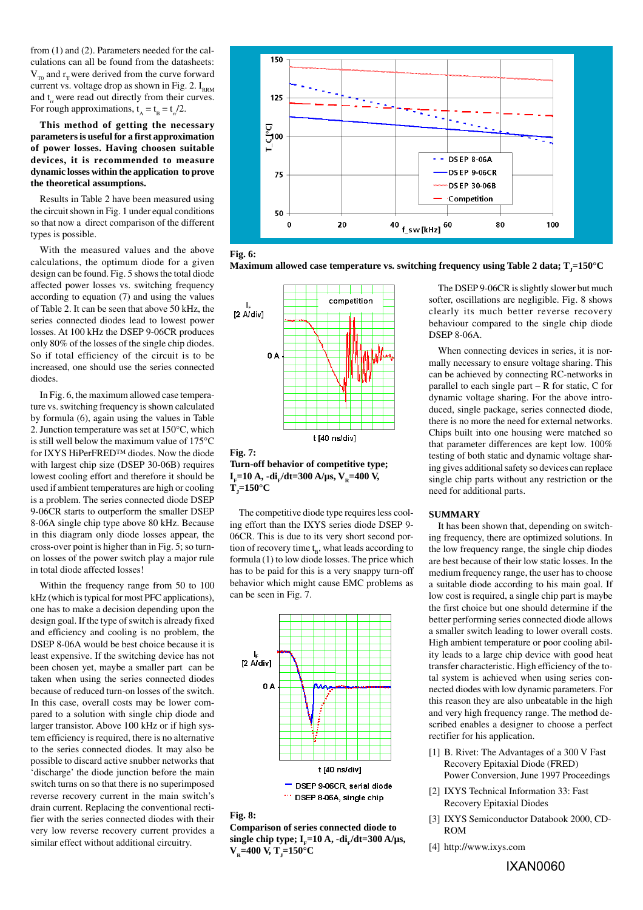from (1) and (2). Parameters needed for the calculations can all be found from the datasheets: $V_{T0}$ and $r_T$ were derived from the curve forward current vs. voltage drop as shown in Fig. 2. $I_{RRM}$ and $t_{rr}$ were read out directly from their curves. For rough approximations, $t_A = t_B = t_{rr}/2$.

**This method of getting the necessary parameters is useful for a first approximation of power losses. Having choosen suitable devices, it is recommended to measure dynamic losses within the application to prove the theoretical assumptions.**

Results in Table 2 have been measured using the circuit shown in Fig. 1 under equal conditions so that now a direct comparison of the different types is possible.

With the measured values and the above calculations, the optimum diode for a given design can be found. Fig. 5 shows the total diode affected power losses vs. switching frequency according to equation (7) and using the values of Table 2. It can be seen that above 50 kHz, the series connected diodes lead to lowest power losses. At 100 kHz the DSEP 9-06CR produces only 80% of the losses of the single chip diodes. So if total efficiency of the circuit is to be increased, one should use the series connected diodes.

In Fig. 6, the maximum allowed case temperature vs. switching frequency is shown calculated by formula (6), again using the values in Table 2. Junction temperature was set at 150°C, which is still well below the maximum value of 175°C for IXYS HiPerFRED™ diodes. Now the diode with largest chip size (DSEP 30-06B) requires lowest cooling effort and therefore it should be used if ambient temperatures are high or cooling is a problem. The series connected diode DSEP 9-06CR starts to outperform the smaller DSEP 8-06A single chip type above 80 kHz. Because in this diagram only diode losses appear, the cross-over point is higher than in Fig. 5; so turn-on losses of the power switch play a major rule in total diode affected losses!

Within the frequency range from 50 to 100 kHz (which is typical for most PFC applications), one has to make a decision depending upon the design goal. If the type of switch is already fixed and efficiency and cooling is no problem, the DSEP 8-06A would be best choice because it is least expensive. If the switching device has not been chosen yet, maybe a smaller part can be taken when using the series connected diodes because of reduced turn-on losses of the switch. In this case, overall costs may be lower compared to a solution with single chip diode and larger transistor. Above 100 kHz or if high system efficiency is required, there is no alternative to the series connected diodes. It may also be possible to discard active snubber networks that 'discharge' the diode junction before the main switch turns on so that there is no superimposed reverse recovery current in the main switch's drain current. Replacing the conventional rectifier with the series connected diodes with their very low reverse recovery current provides a similar effect without additional circuitry.

150
125
T_C [°C]
100
75
50
0 20 40 60 80 100
f_sw [kHz]
DSEP 8-06A
DSEP 9-06CR
DSEP 30-06B
Competition

**Fig. 6:**
**Maximum allowed case temperature vs. switching frequency using Table 2 data; $T_J$=150°C**

$I_F$
[2 A/div]
0 A
competition
t [40 ns/div]

**Fig. 7:**
**Turn-off behavior of competitive type; $I_F$=10 A, -$di_F/dt$=300 A/µs, $V_R$=400 V, $T_J$=150°C**

The competitive diode type requires less cooling effort than the IXYS series diode DSEP 9-06CR. This is due to its very short second portion of recovery time $t_B$, what leads according to formula (1) to low diode losses. The price which has to be paid for this is a very snappy turn-off behavior which might cause EMC problems as can be seen in Fig. 7.

$I_F$
[2 A/div]
0 A
t [40 ns/div]
DSEP 9-06CR, serial diode
DSEP 8-06A, single chip

**Fig. 8:**
**Comparison of series connected diode to single chip type; $I_F$=10 A, -$di_F/dt$=300 A/µs, $V_R$=400 V, $T_J$=150°C**

The DSEP 9-06CR is slightly slower but much softer, oscillations are negligible. Fig. 8 shows clearly its much better reverse recovery behaviour compared to the single chip diode DSEP 8-06A.

When connecting devices in series, it is normally necessary to ensure voltage sharing. This can be achieved by connecting RC-networks in parallel to each single part – R for static, C for dynamic voltage sharing. For the above introduced, single package, series connected diode, there is no more the need for external networks. Chips built into one housing were matched so that parameter differences are kept low. 100% testing of both static and dynamic voltage sharing gives additional safety so devices can replace single chip parts without any restriction or the need for additional parts.

## SUMMARY

It has been shown that, depending on switching frequency, there are optimized solutions. In the low frequency range, the single chip diodes are best because of their low static losses. In the medium frequency range, the user has to choose a suitable diode according to his main goal. If low cost is required, a single chip part is maybe the first choice but one should determine if the better performing series connected diode allows a smaller switch leading to lower overall costs. High ambient temperature or poor cooling ability leads to a large chip device with good heat transfer characteristic. High efficiency of the total system is achieved when using series connected diodes with low dynamic parameters. For this reason they are also unbeatable in the high and very high frequency range. The method described enables a designer to choose a perfect rectifier for his application.

[1] B. Rivet: The Advantages of a 300 V Fast Recovery Epitaxial Diode (FRED) Power Conversion, June 1997 Proceedings

[2] IXYS Technical Information 33: Fast Recovery Epitaxial Diodes

[3] IXYS Semiconductor Databook 2000, CD-ROM

[4] http://www.ixys.com

IXAN0060